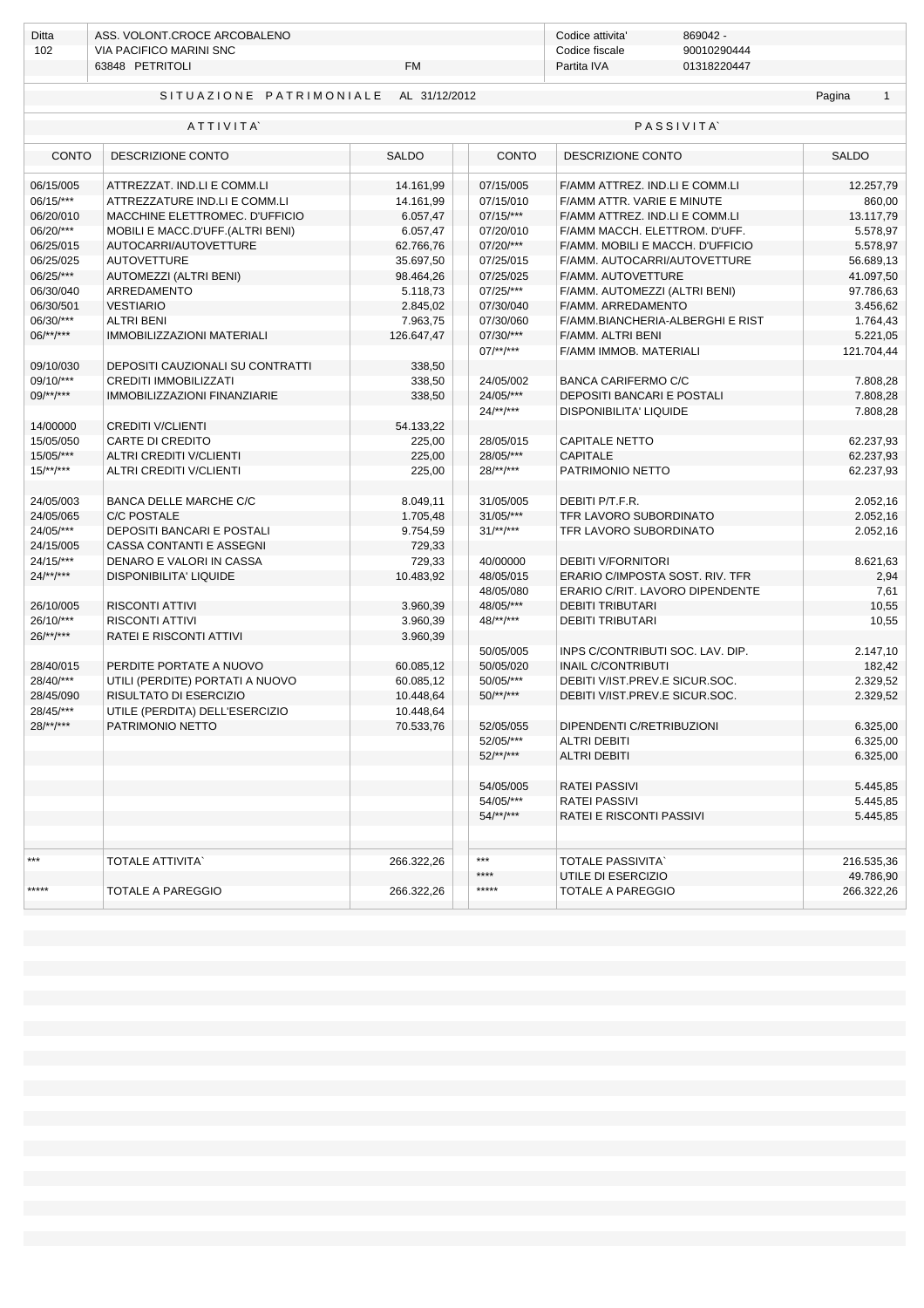| Ditta | ASS. VOLONT.CROCE ARCOBALENO | | Codice attivita' | 869042 - |
|---|---|---|---|---|
| 102 | VIA PACIFICO MARINI SNC | | Codice fiscale | 90010290444 |
| | 63848 PETRITOLI | FM | Partita IVA | 01318220447 |

## SITUAZIONE PATRIMONIALE AL 31/12/2012

| ATTIVITA` | | | PASSIVITA` | | |
|---|---|---|---|---|---|
| CONTO | DESCRIZIONE CONTO | SALDO | CONTO | DESCRIZIONE CONTO | SALDO |
| 06/15/005 | ATTREZZAT. IND.LI E COMM.LI | 14.161,99 | 07/15/005 | F/AMM ATTREZ. IND.LI E COMM.LI | 12.257,79 |
| 06/15/*** | ATTREZZATURE IND.LI E COMM.LI | 14.161,99 | 07/15/010 | F/AMM ATTR. VARIE E MINUTE | 860,00 |
| 06/20/010 | MACCHINE ELETTROMEC. D'UFFICIO | 6.057,47 | 07/15/*** | F/AMM ATTREZ. IND.LI E COMM.LI | 13.117,79 |
| 06/20/*** | MOBILI E MACC.D'UFF.(ALTRI BENI) | 6.057,47 | 07/20/010 | F/AMM MACCH. ELETTROM. D'UFF. | 5.578,97 |
| 06/25/015 | AUTOCARRI/AUTOVETTURE | 62.766,76 | 07/20/*** | F/AMM. MOBILI E MACCH. D'UFFICIO | 5.578,97 |
| 06/25/025 | AUTOVETTURE | 35.697,50 | 07/25/015 | F/AMM. AUTOCARRI/AUTOVETTURE | 56.689,13 |
| 06/25/*** | AUTOMEZZI (ALTRI BENI) | 98.464,26 | 07/25/025 | F/AMM. AUTOVETTURE | 41.097,50 |
| 06/30/040 | ARREDAMENTO | 5.118,73 | 07/25/*** | F/AMM. AUTOMEZZI (ALTRI BENI) | 97.786,63 |
| 06/30/501 | VESTIARIO | 2.845,02 | 07/30/040 | F/AMM. ARREDAMENTO | 3.456,62 |
| 06/30/*** | ALTRI BENI | 7.963,75 | 07/30/060 | F/AMM.BIANCHERIA-ALBERGHI E RIST | 1.764,43 |
| 06/**/*** | IMMOBILIZZAZIONI MATERIALI | 126.647,47 | 07/30/*** | F/AMM. ALTRI BENI | 5.221,05 |
| | | | 07/**/*** | F/AMM IMMOB. MATERIALI | 121.704,44 |
| 09/10/030 | DEPOSITI CAUZIONALI SU CONTRATTI | 338,50 | | | |
| 09/10/*** | CREDITI IMMOBILIZZATI | 338,50 | 24/05/002 | BANCA CARIFERMO C/C | 7.808,28 |
| 09/**/*** | IMMOBILIZZAZIONI FINANZIARIE | 338,50 | 24/05/*** | DEPOSITI BANCARI E POSTALI | 7.808,28 |
| | | | 24/**/*** | DISPONIBILITA' LIQUIDE | 7.808,28 |
| 14/00000 | CREDITI V/CLIENTI | 54.133,22 | | | |
| 15/05/050 | CARTE DI CREDITO | 225,00 | 28/05/015 | CAPITALE NETTO | 62.237,93 |
| 15/05/*** | ALTRI CREDITI V/CLIENTI | 225,00 | 28/05/*** | CAPITALE | 62.237,93 |
| 15/**/*** | ALTRI CREDITI V/CLIENTI | 225,00 | 28/**/*** | PATRIMONIO NETTO | 62.237,93 |
| 24/05/003 | BANCA DELLE MARCHE C/C | 8.049,11 | 31/05/005 | DEBITI P/T.F.R. | 2.052,16 |
| 24/05/065 | C/C POSTALE | 1.705,48 | 31/05/*** | TFR LAVORO SUBORDINATO | 2.052,16 |
| 24/05/*** | DEPOSITI BANCARI E POSTALI | 9.754,59 | 31/**/*** | TFR LAVORO SUBORDINATO | 2.052,16 |
| 24/15/005 | CASSA CONTANTI E ASSEGNI | 729,33 | | | |
| 24/15/*** | DENARO E VALORI IN CASSA | 729,33 | 40/00000 | DEBITI V/FORNITORI | 8.621,63 |
| 24/**/*** | DISPONIBILITA' LIQUIDE | 10.483,92 | 48/05/015 | ERARIO C/IMPOSTA SOST. RIV. TFR | 2,94 |
| | | | 48/05/080 | ERARIO C/RIT. LAVORO DIPENDENTE | 7,61 |
| 26/10/005 | RISCONTI ATTIVI | 3.960,39 | 48/05/*** | DEBITI TRIBUTARI | 10,55 |
| 26/10/*** | RISCONTI ATTIVI | 3.960,39 | 48/**/*** | DEBITI TRIBUTARI | 10,55 |
| 26/**/*** | RATEI E RISCONTI ATTIVI | 3.960,39 | | | |
| | | | 50/05/005 | INPS C/CONTRIBUTI SOC. LAV. DIP. | 2.147,10 |
| 28/40/015 | PERDITE PORTATE A NUOVO | 60.085,12 | 50/05/020 | INAIL C/CONTRIBUTI | 182,42 |
| 28/40/*** | UTILI (PERDITE) PORTATI A NUOVO | 60.085,12 | 50/05/*** | DEBITI V/IST.PREV.E SICUR.SOC. | 2.329,52 |
| 28/45/090 | RISULTATO DI ESERCIZIO | 10.448,64 | 50/**/*** | DEBITI V/IST.PREV.E SICUR.SOC. | 2.329,52 |
| 28/45/*** | UTILE (PERDITA) DELL'ESERCIZIO | 10.448,64 | | | |
| 28/**/*** | PATRIMONIO NETTO | 70.533,76 | 52/05/055 | DIPENDENTI C/RETRIBUZIONI | 6.325,00 |
| | | | 52/05/*** | ALTRI DEBITI | 6.325,00 |
| | | | 52/**/*** | ALTRI DEBITI | 6.325,00 |
| | | | 54/05/005 | RATEI PASSIVI | 5.445,85 |
| | | | 54/05/*** | RATEI PASSIVI | 5.445,85 |
| | | | 54/**/*** | RATEI E RISCONTI PASSIVI | 5.445,85 |
| *** | TOTALE ATTIVITA` | 266.322,26 | *** | TOTALE PASSIVITA` | 216.535,36 |
| | | | **** | UTILE DI ESERCIZIO | 49.786,90 |
| ***** | TOTALE A PAREGGIO | 266.322,26 | ***** | TOTALE A PAREGGIO | 266.322,26 |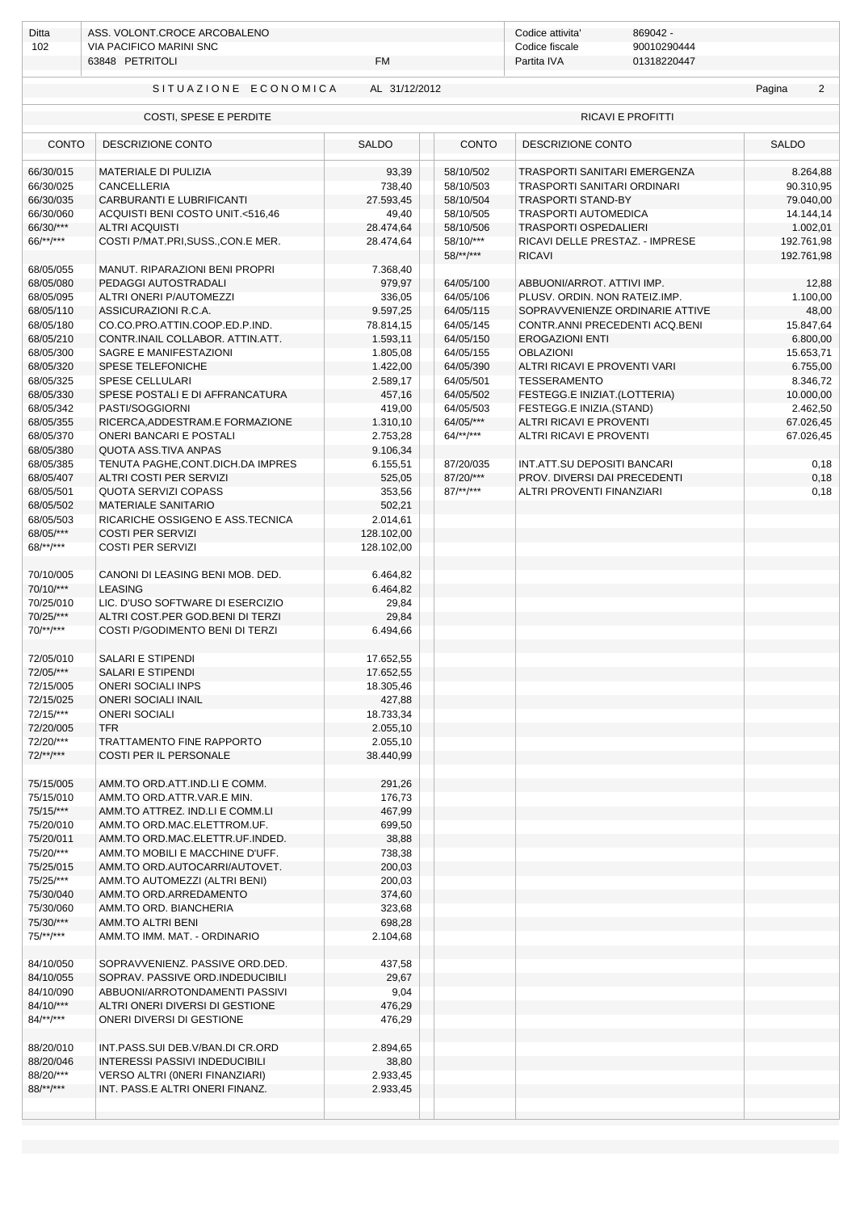| Ditta | ASS. VOLONT.CROCE ARCOBALENO | Codice attivita' | 869042 - |
|---|---|---|---|
| 102 | VIA PACIFICO MARINI SNC | Codice fiscale | 90010290444 |
| | 63848 PETRITOLI FM | Partita IVA | 01318220447 |

## SITUAZIONE ECONOMICA AL 31/12/2012

| COSTI, SPESE E PERDITE | | | RICAVI E PROFITTI | | |
|---|---|---|---|---|---|
| CONTO | DESCRIZIONE CONTO | SALDO | CONTO | DESCRIZIONE CONTO | SALDO |
| 66/30/015 | MATERIALE DI PULIZIA | 93,39 | 58/10/502 | TRASPORTI SANITARI EMERGENZA | 8.264,88 |
| 66/30/025 | CANCELLERIA | 738,40 | 58/10/503 | TRASPORTI SANITARI ORDINARI | 90.310,95 |
| 66/30/035 | CARBURANTI E LUBRIFICANTI | 27.593,45 | 58/10/504 | TRASPORTI STAND-BY | 79.040,00 |
| 66/30/060 | ACQUISTI BENI COSTO UNIT.<516,46 | 49,40 | 58/10/505 | TRASPORTI AUTOMEDICA | 14.144,14 |
| 66/30/*** | ALTRI ACQUISTI | 28.474,64 | 58/10/506 | TRASPORTI OSPEDALIERI | 1.002,01 |
| 66/**/*** | COSTI P/MAT.PRI,SUSS.,CON.E MER. | 28.474,64 | 58/10/*** | RICAVI DELLE PRESTAZ. - IMPRESE | 192.761,98 |
| | | | 58/**/*** | RICAVI | 192.761,98 |
| 68/05/055 | MANUT. RIPARAZIONI BENI PROPRI | 7.368,40 | | | |
| 68/05/080 | PEDAGGI AUTOSTRADALI | 979,97 | 64/05/100 | ABBUONI/ARROT. ATTIVI IMP. | 12,88 |
| 68/05/095 | ALTRI ONERI P/AUTOMEZZI | 336,05 | 64/05/106 | PLUSV. ORDIN. NON RATEIZ.IMP. | 1.100,00 |
| 68/05/110 | ASSICURAZIONI R.C.A. | 9.597,25 | 64/05/115 | SOPRAVVENIENZE ORDINARIE ATTIVE | 48,00 |
| 68/05/180 | CO.CO.PRO.ATTIN.COOP.ED.P.IND. | 78.814,15 | 64/05/145 | CONTR.ANNI PRECEDENTI ACQ.BENI | 15.847,64 |
| 68/05/210 | CONTR.INAIL COLLABOR. ATTIN.ATT. | 1.593,11 | 64/05/150 | EROGAZIONI ENTI | 6.800,00 |
| 68/05/300 | SAGRE E MANIFESTAZIONI | 1.805,08 | 64/05/155 | OBLAZIONI | 15.653,71 |
| 68/05/320 | SPESE TELEFONICHE | 1.422,00 | 64/05/390 | ALTRI RICAVI E PROVENTI VARI | 6.755,00 |
| 68/05/325 | SPESE CELLULARI | 2.589,17 | 64/05/501 | TESSERAMENTO | 8.346,72 |
| 68/05/330 | SPESE POSTALI E DI AFFRANCATURA | 457,16 | 64/05/502 | FESTEGG.E INIZIAT.(LOTTERIA) | 10.000,00 |
| 68/05/342 | PASTI/SOGGIORNI | 419,00 | 64/05/503 | FESTEGG.E INIZIA.(STAND) | 2.462,50 |
| 68/05/355 | RICERCA,ADDESTRAM.E FORMAZIONE | 1.310,10 | 64/05/*** | ALTRI RICAVI E PROVENTI | 67.026,45 |
| 68/05/370 | ONERI BANCARI E POSTALI | 2.753,28 | 64/**/*** | ALTRI RICAVI E PROVENTI | 67.026,45 |
| 68/05/380 | QUOTA ASS.TIVA ANPAS | 9.106,34 | | | |
| 68/05/385 | TENUTA PAGHE,CONT.DICH.DA IMPRES | 6.155,51 | 87/20/035 | INT.ATT.SU DEPOSITI BANCARI | 0,18 |
| 68/05/407 | ALTRI COSTI PER SERVIZI | 525,05 | 87/20/*** | PROV. DIVERSI DAI PRECEDENTI | 0,18 |
| 68/05/501 | QUOTA SERVIZI COPASS | 353,56 | 87/**/*** | ALTRI PROVENTI FINANZIARI | 0,18 |
| 68/05/502 | MATERIALE SANITARIO | 502,21 | | | |
| 68/05/503 | RICARICHE OSSIGENO E ASS.TECNICA | 2.014,61 | | | |
| 68/05/*** | COSTI PER SERVIZI | 128.102,00 | | | |
| 68/**/*** | COSTI PER SERVIZI | 128.102,00 | | | |
| 70/10/005 | CANONI DI LEASING BENI MOB. DED. | 6.464,82 | | | |
| 70/10/*** | LEASING | 6.464,82 | | | |
| 70/25/010 | LIC. D'USO SOFTWARE DI ESERCIZIO | 29,84 | | | |
| 70/25/*** | ALTRI COST.PER GOD.BENI DI TERZI | 29,84 | | | |
| 70/**/*** | COSTI P/GODIMENTO BENI DI TERZI | 6.494,66 | | | |
| 72/05/010 | SALARI E STIPENDI | 17.652,55 | | | |
| 72/05/*** | SALARI E STIPENDI | 17.652,55 | | | |
| 72/15/005 | ONERI SOCIALI INPS | 18.305,46 | | | |
| 72/15/025 | ONERI SOCIALI INAIL | 427,88 | | | |
| 72/15/*** | ONERI SOCIALI | 18.733,34 | | | |
| 72/20/005 | TFR | 2.055,10 | | | |
| 72/20/*** | TRATTAMENTO FINE RAPPORTO | 2.055,10 | | | |
| 72/**/*** | COSTI PER IL PERSONALE | 38.440,99 | | | |
| 75/15/005 | AMM.TO ORD.ATT.IND.LI E COMM. | 291,26 | | | |
| 75/15/010 | AMM.TO ORD.ATTR.VAR.E MIN. | 176,73 | | | |
| 75/15/*** | AMM.TO ATTREZ. IND.LI E COMM.LI | 467,99 | | | |
| 75/20/010 | AMM.TO ORD.MAC.ELETTROM.UF. | 699,50 | | | |
| 75/20/011 | AMM.TO ORD.MAC.ELETTR.UF.INDED. | 38,88 | | | |
| 75/20/*** | AMM.TO MOBILI E MACCHINE D'UFF. | 738,38 | | | |
| 75/25/015 | AMM.TO ORD.AUTOCARRI/AUTOVET. | 200,03 | | | |
| 75/25/*** | AMM.TO AUTOMEZZI (ALTRI BENI) | 200,03 | | | |
| 75/30/040 | AMM.TO ORD.ARREDAMENTO | 374,60 | | | |
| 75/30/060 | AMM.TO ORD. BIANCHERIA | 323,68 | | | |
| 75/30/*** | AMM.TO ALTRI BENI | 698,28 | | | |
| 75/**/*** | AMM.TO IMM. MAT. - ORDINARIO | 2.104,68 | | | |
| 84/10/050 | SOPRAVVENIENZ. PASSIVE ORD.DED. | 437,58 | | | |
| 84/10/055 | SOPRAV. PASSIVE ORD.INDEDUCIBILI | 29,67 | | | |
| 84/10/090 | ABBUONI/ARROTONDAMENTI PASSIVI | 9,04 | | | |
| 84/10/*** | ALTRI ONERI DIVERSI DI GESTIONE | 476,29 | | | |
| 84/**/*** | ONERI DIVERSI DI GESTIONE | 476,29 | | | |
| 88/20/010 | INT.PASS.SUI DEB.V/BAN.DI CR.ORD | 2.894,65 | | | |
| 88/20/046 | INTERESSI PASSIVI INDEDUCIBILI | 38,80 | | | |
| 88/20/*** | VERSO ALTRI (0NERI FINANZIARI) | 2.933,45 | | | |
| 88/**/*** | INT. PASS.E ALTRI ONERI FINANZ. | 2.933,45 | | | |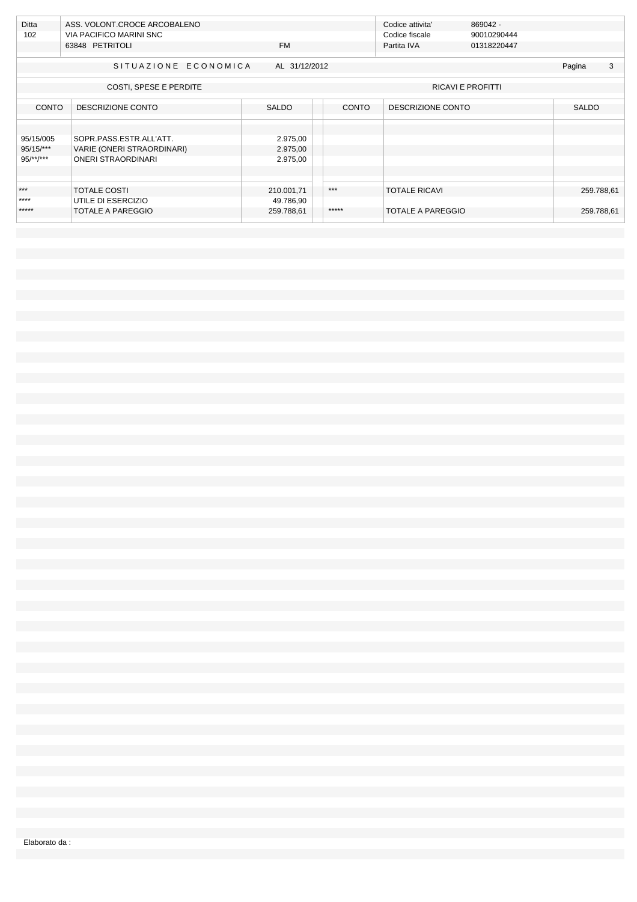| | | | | |
|---|---|---|---|---|
| Ditta | ASS. VOLONT.CROCE ARCOBALENO | | Codice attivita' | 869042 - |
| 102 | VIA PACIFICO MARINI SNC | | Codice fiscale | 90010290444 |
| | 63848 PETRITOLI | FM | Partita IVA | 01318220447 |

## S I T U A Z I O N E   E C O N O M I C A   AL 31/12/2012

| COSTI, SPESE E PERDITE | | | | RICAVI E PROFITTI | |
|---|---|---|---|---|---|
| CONTO | DESCRIZIONE CONTO | SALDO | CONTO | DESCRIZIONE CONTO | SALDO |
| 95/15/005 | SOPR.PASS.ESTR.ALL'ATT. | 2.975,00 | | | |
| 95/15/*** | VARIE (ONERI STRAORDINARI) | 2.975,00 | | | |
| 95/**/*** | ONERI STRAORDINARI | 2.975,00 | | | |
| *** | TOTALE COSTI | 210.001,71 | *** | TOTALE RICAVI | 259.788,61 |
| **** | UTILE DI ESERCIZIO | 49.786,90 | | | |
| ***** | TOTALE A PAREGGIO | 259.788,61 | ***** | TOTALE A PAREGGIO | 259.788,61 |

Elaborato da :